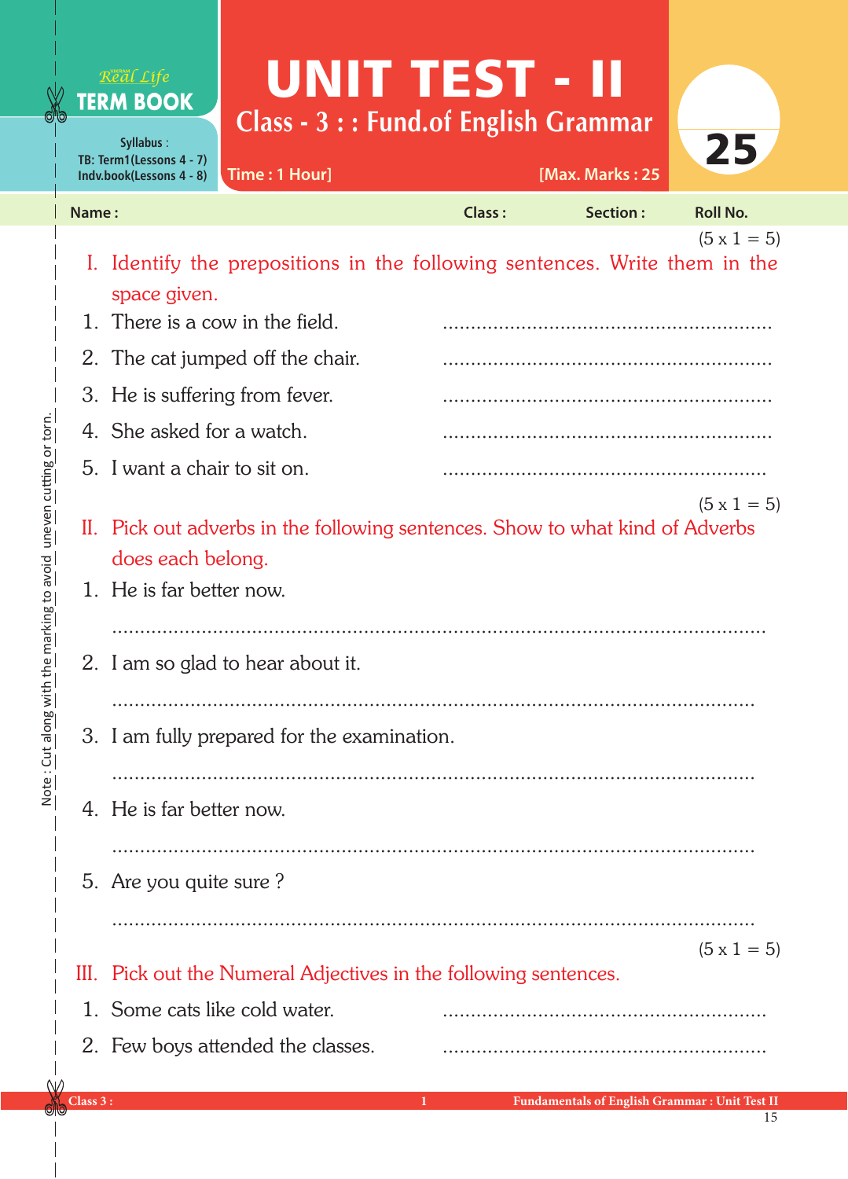Real Life
**TERM BOOK**

Syllabus :
TB: Term1(Lessons 4 - 7)
Indv.book(Lessons 4 - 8)

# UNIT TEST - II

## Class - 3 : : Fund.of English Grammar

Time : 1 Hour] [Max. Marks : 25

25

**Name :** **Class :** **Section :** **Roll No.**

(5 x 1 = 5)

I. Identify the prepositions in the following sentences. Write them in the space given.

1. There is a cow in the field. .........................................................
2. The cat jumped off the chair. .........................................................
3. He is suffering from fever. .........................................................
4. She asked for a watch. .........................................................
5. I want a chair to sit on. .........................................................

(5 x 1 = 5)

II. Pick out adverbs in the following sentences. Show to what kind of Adverbs does each belong.

1. He is far better now.

.........................................................................................................

2. I am so glad to hear about it.

.........................................................................................................

3. I am fully prepared for the examination.

.........................................................................................................

4. He is far better now.

.........................................................................................................

5. Are you quite sure ?

.........................................................................................................

(5 x 1 = 5)

III. Pick out the Numeral Adjectives in the following sentences.

1. Some cats like cold water. .........................................................
2. Few boys attended the classes. .........................................................

Note : Cut along with the marking to avoid uneven cutting or torn.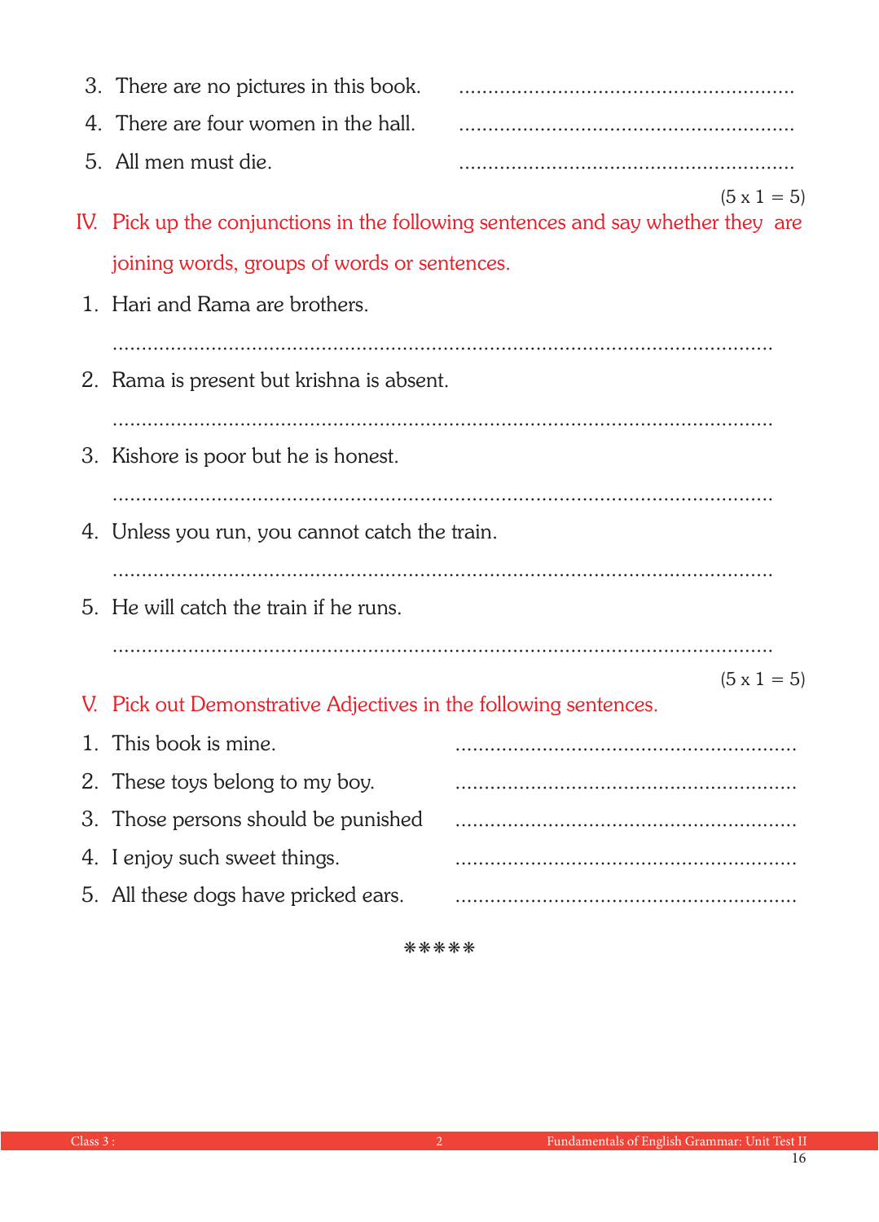3. There are no pictures in this book. .........................................................
4. There are four women in the hall. .........................................................
5. All men must die. .........................................................

(5 x 1 = 5)

IV. Pick up the conjunctions in the following sentences and say whether they are joining words, groups of words or sentences.

1. Hari and Rama are brothers.

   .........................................................................................................

2. Rama is present but krishna is absent.

   .........................................................................................................

3. Kishore is poor but he is honest.

   .........................................................................................................

4. Unless you run, you cannot catch the train.

   .........................................................................................................

5. He will catch the train if he runs.

   .........................................................................................................

(5 x 1 = 5)

V. Pick out Demonstrative Adjectives in the following sentences.

1. This book is mine. .........................................................
2. These toys belong to my boy. .........................................................
3. Those persons should be punished .........................................................
4. I enjoy such sweet things. .........................................................
5. All these dogs have pricked ears. .........................................................

*****